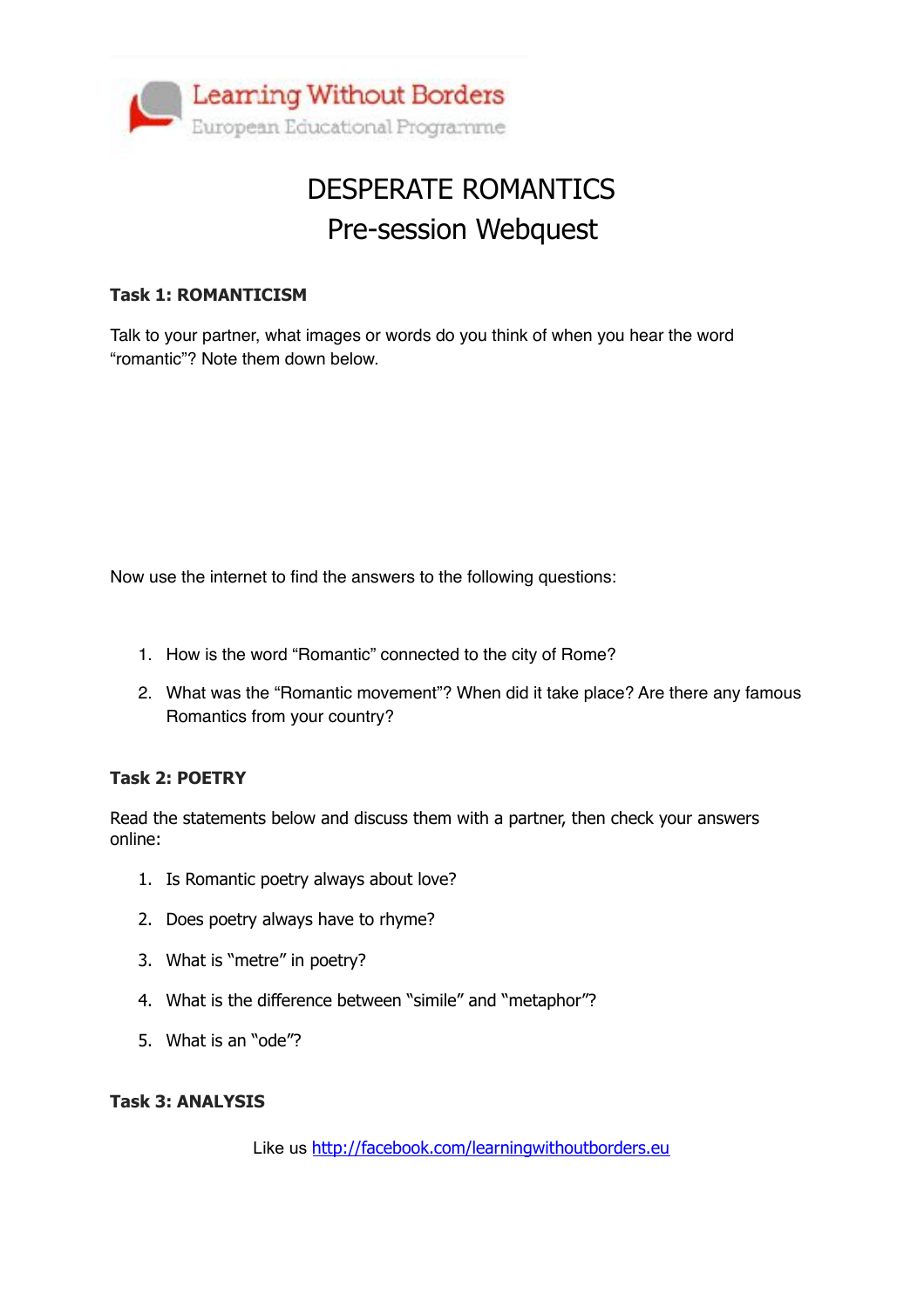Learning Without Borders
European Educational Programme

# DESPERATE ROMANTICS
## Pre-session Webquest

**Task 1: ROMANTICISM**

Talk to your partner, what images or words do you think of when you hear the word “romantic”? Note them down below.

Now use the internet to find the answers to the following questions:

1. How is the word “Romantic” connected to the city of Rome?
2. What was the “Romantic movement”? When did it take place? Are there any famous Romantics from your country?

**Task 2: POETRY**

Read the statements below and discuss them with a partner, then check your answers online:

1. Is Romantic poetry always about love?
2. Does poetry always have to rhyme?
3. What is “metre” in poetry?
4. What is the difference between “simile” and “metaphor”?
5. What is an “ode”?

**Task 3: ANALYSIS**

Like us http://facebook.com/learningwithoutborders.eu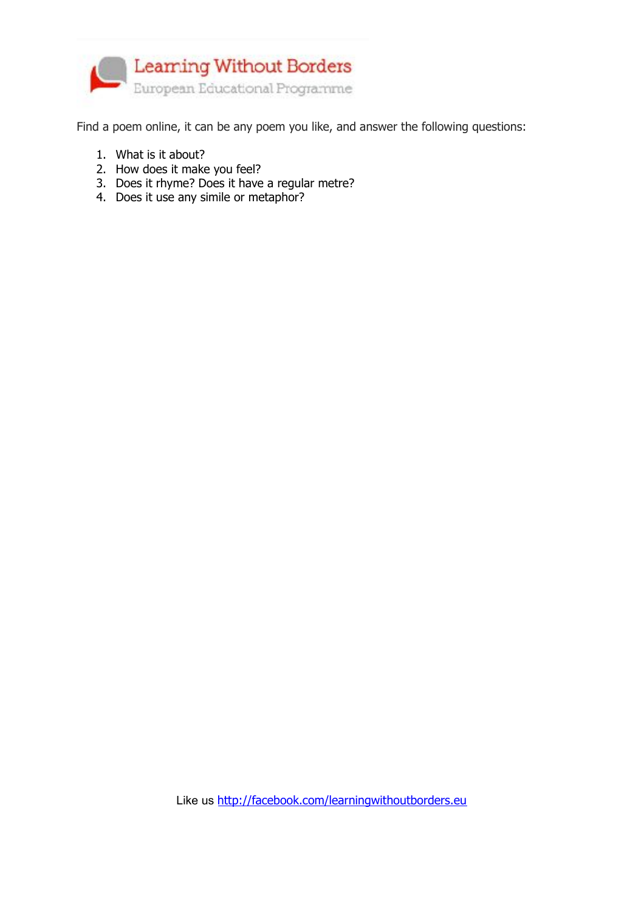Learning Without Borders

European Educational Programme

Find a poem online, it can be any poem you like, and answer the following questions:

1. What is it about?
2. How does it make you feel?
3. Does it rhyme? Does it have a regular metre?
4. Does it use any simile or metaphor?

Like us http://facebook.com/learningwithoutborders.eu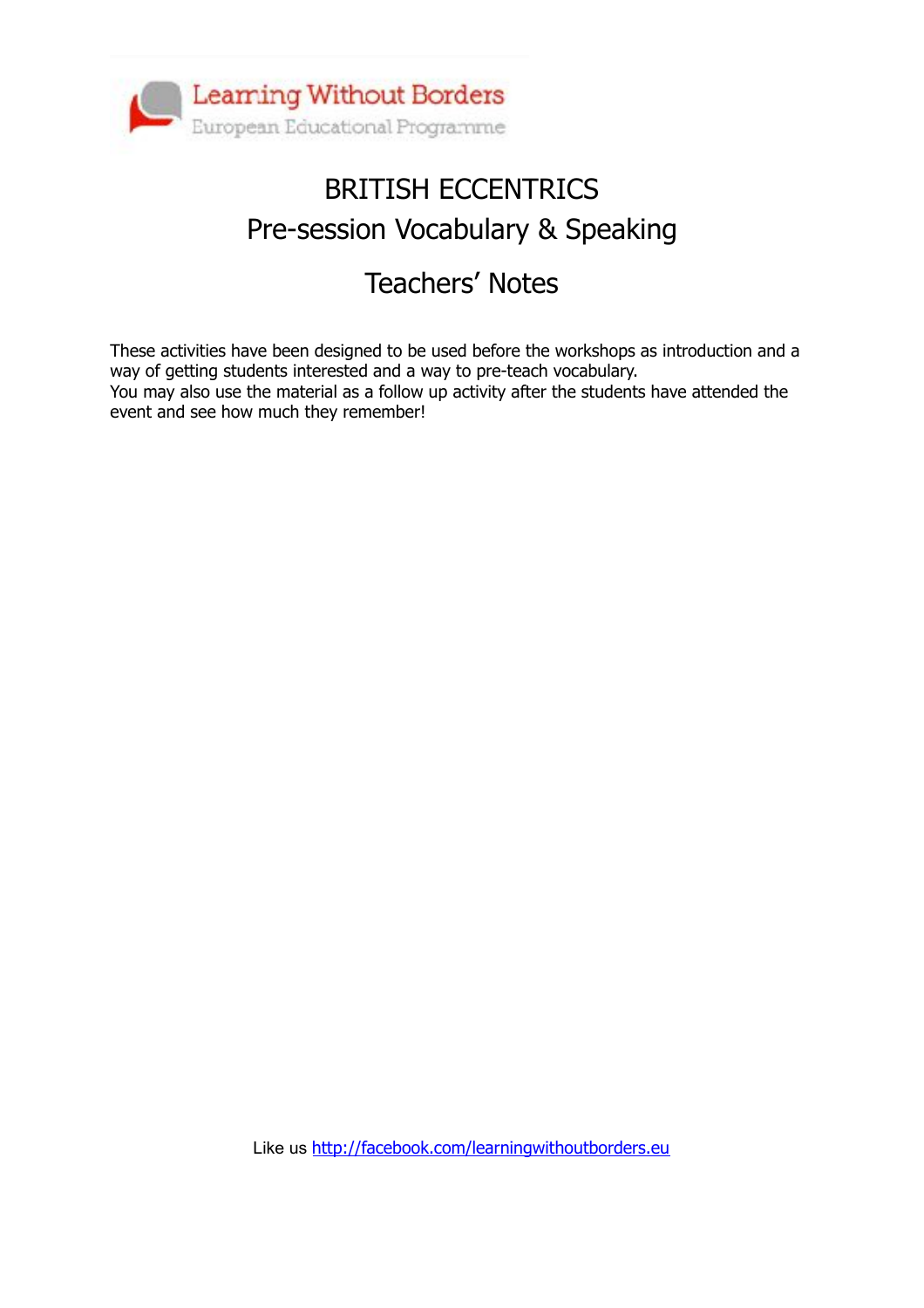Learning Without Borders

European Educational Programme

# BRITISH ECCENTRICS

## Pre-session Vocabulary & Speaking

## Teachers' Notes

These activities have been designed to be used before the workshops as introduction and a way of getting students interested and a way to pre-teach vocabulary.
You may also use the material as a follow up activity after the students have attended the event and see how much they remember!

Like us http://facebook.com/learningwithoutborders.eu